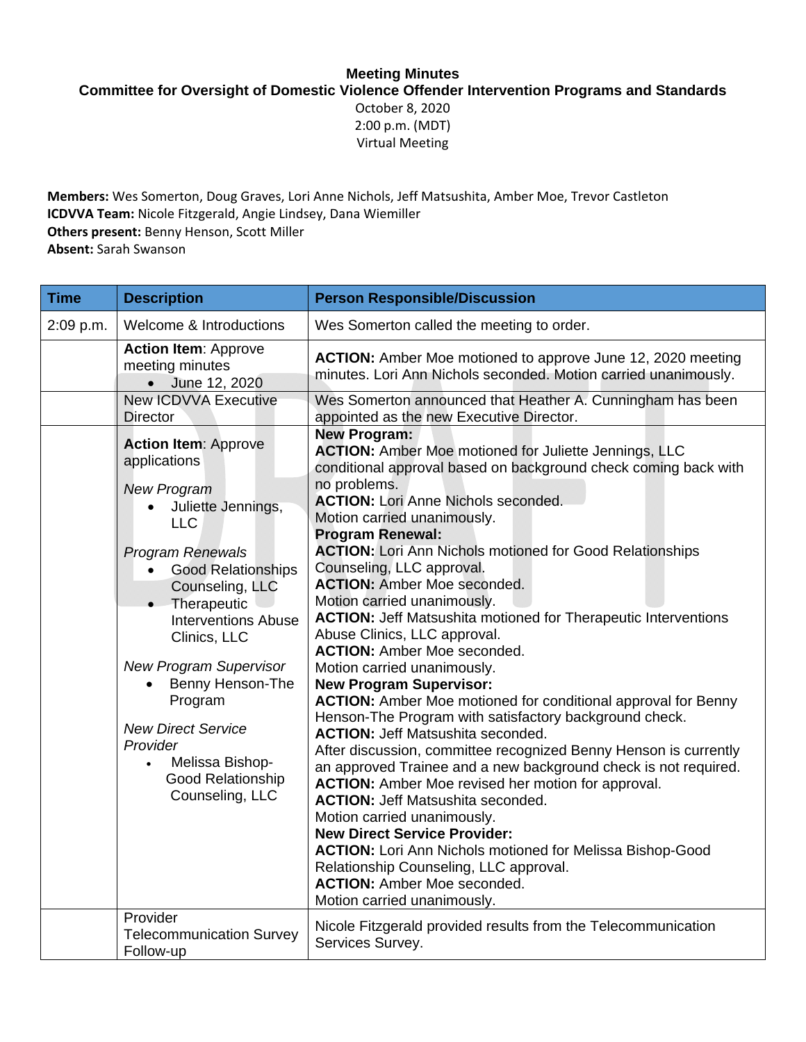**Meeting Minutes**

**Committee for Oversight of Domestic Violence Offender Intervention Programs and Standards**

October 8, 2020
2:00 p.m. (MDT)
Virtual Meeting

**Members:** Wes Somerton, Doug Graves, Lori Anne Nichols, Jeff Matsushita, Amber Moe, Trevor Castleton
**ICDVVA Team:** Nicole Fitzgerald, Angie Lindsey, Dana Wiemiller
**Others present:** Benny Henson, Scott Miller
**Absent:** Sarah Swanson

| Time | Description | Person Responsible/Discussion |
|---|---|---|
| 2:09 p.m. | Welcome & Introductions | Wes Somerton called the meeting to order. |
| | **Action Item**: Approve meeting minutes<br>• June 12, 2020 | **ACTION:** Amber Moe motioned to approve June 12, 2020 meeting minutes. Lori Ann Nichols seconded. Motion carried unanimously. |
| | New ICDVVA Executive Director | Wes Somerton announced that Heather A. Cunningham has been appointed as the new Executive Director. |
| | **Action Item**: Approve applications<br><br>*New Program*<br>• Juliette Jennings, LLC<br><br>*Program Renewals*<br>• Good Relationships Counseling, LLC<br>• Therapeutic Interventions Abuse Clinics, LLC<br><br>*New Program Supervisor*<br>• Benny Henson-The Program<br><br>*New Direct Service Provider*<br>• Melissa Bishop-Good Relationship Counseling, LLC | **New Program:**<br>**ACTION:** Amber Moe motioned for Juliette Jennings, LLC conditional approval based on background check coming back with no problems.<br>**ACTION:** Lori Anne Nichols seconded.<br>Motion carried unanimously.<br>**Program Renewal:**<br>**ACTION:** Lori Ann Nichols motioned for Good Relationships Counseling, LLC approval.<br>**ACTION:** Amber Moe seconded.<br>Motion carried unanimously.<br>**ACTION:** Jeff Matsushita motioned for Therapeutic Interventions Abuse Clinics, LLC approval.<br>**ACTION:** Amber Moe seconded.<br>Motion carried unanimously.<br>**New Program Supervisor:**<br>**ACTION:** Amber Moe motioned for conditional approval for Benny Henson-The Program with satisfactory background check.<br>**ACTION:** Jeff Matsushita seconded.<br>After discussion, committee recognized Benny Henson is currently an approved Trainee and a new background check is not required.<br>**ACTION:** Amber Moe revised her motion for approval.<br>**ACTION:** Jeff Matsushita seconded.<br>Motion carried unanimously.<br>**New Direct Service Provider:**<br>**ACTION:** Lori Ann Nichols motioned for Melissa Bishop-Good Relationship Counseling, LLC approval.<br>**ACTION:** Amber Moe seconded.<br>Motion carried unanimously. |
| | Provider Telecommunication Survey Follow-up | Nicole Fitzgerald provided results from the Telecommunication Services Survey. |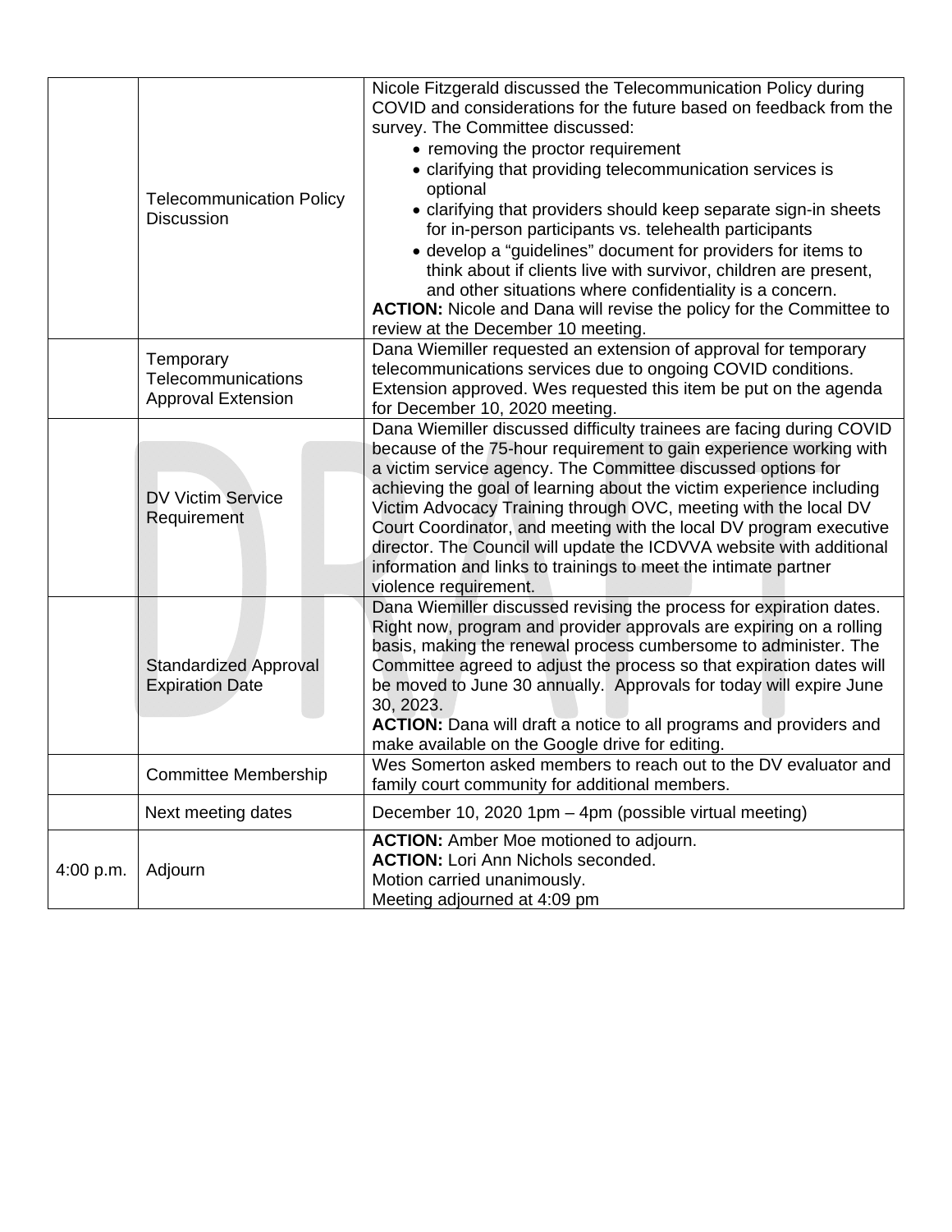| | | |
|---|---|---|
| | Telecommunication Policy Discussion | Nicole Fitzgerald discussed the Telecommunication Policy during COVID and considerations for the future based on feedback from the survey. The Committee discussed:<br>• removing the proctor requirement<br>• clarifying that providing telecommunication services is optional<br>• clarifying that providers should keep separate sign-in sheets for in-person participants vs. telehealth participants<br>• develop a "guidelines" document for providers for items to think about if clients live with survivor, children are present, and other situations where confidentiality is a concern.<br>**ACTION:** Nicole and Dana will revise the policy for the Committee to review at the December 10 meeting. |
| | Temporary Telecommunications Approval Extension | Dana Wiemiller requested an extension of approval for temporary telecommunications services due to ongoing COVID conditions. Extension approved. Wes requested this item be put on the agenda for December 10, 2020 meeting. |
| | DV Victim Service Requirement | Dana Wiemiller discussed difficulty trainees are facing during COVID because of the 75-hour requirement to gain experience working with a victim service agency. The Committee discussed options for achieving the goal of learning about the victim experience including Victim Advocacy Training through OVC, meeting with the local DV Court Coordinator, and meeting with the local DV program executive director. The Council will update the ICDVVA website with additional information and links to trainings to meet the intimate partner violence requirement. |
| | Standardized Approval Expiration Date | Dana Wiemiller discussed revising the process for expiration dates. Right now, program and provider approvals are expiring on a rolling basis, making the renewal process cumbersome to administer. The Committee agreed to adjust the process so that expiration dates will be moved to June 30 annually. Approvals for today will expire June 30, 2023.<br>**ACTION:** Dana will draft a notice to all programs and providers and make available on the Google drive for editing. |
| | Committee Membership | Wes Somerton asked members to reach out to the DV evaluator and family court community for additional members. |
| | Next meeting dates | December 10, 2020 1pm – 4pm (possible virtual meeting) |
| 4:00 p.m. | Adjourn | **ACTION:** Amber Moe motioned to adjourn.<br>**ACTION:** Lori Ann Nichols seconded.<br>Motion carried unanimously.<br>Meeting adjourned at 4:09 pm |